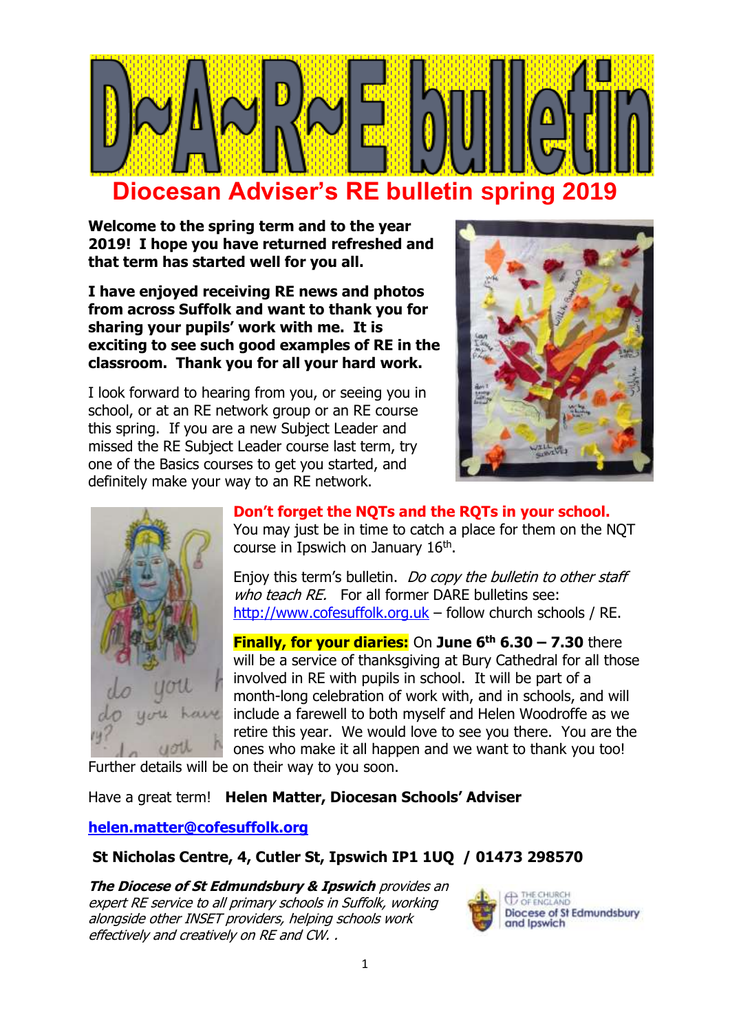# D~A~R~E bulletin

## Diocesan Adviser's RE bulletin spring 2019

**Welcome to the spring term and to the year 2019! I hope you have returned refreshed and that term has started well for you all.**

**I have enjoyed receiving RE news and photos from across Suffolk and want to thank you for sharing your pupils' work with me. It is exciting to see such good examples of RE in the classroom. Thank you for all your hard work.**

I look forward to hearing from you, or seeing you in school, or at an RE network group or an RE course this spring. If you are a new Subject Leader and missed the RE Subject Leader course last term, try one of the Basics courses to get you started, and definitely make your way to an RE network.

**Don't forget the NQTs and the RQTs in your school.** You may just be in time to catch a place for them on the NQT course in Ipswich on January 16th.

Enjoy this term's bulletin. *Do copy the bulletin to other staff who teach RE.* For all former DARE bulletins see: http://www.cofesuffolk.org.uk – follow church schools / RE.

**Finally, for your diaries:** On **June 6th 6.30 – 7.30** there will be a service of thanksgiving at Bury Cathedral for all those involved in RE with pupils in school. It will be part of a month-long celebration of work with, and in schools, and will include a farewell to both myself and Helen Woodroffe as we retire this year. We would love to see you there. You are the ones who make it all happen and we want to thank you too! Further details will be on their way to you soon.

Have a great term! **Helen Matter, Diocesan Schools' Adviser**

**helen.matter@cofesuffolk.org**

**St Nicholas Centre, 4, Cutler St, Ipswich IP1 1UQ / 01473 298570**

***The Diocese of St Edmundsbury & Ipswich*** *provides an expert RE service to all primary schools in Suffolk, working alongside other INSET providers, helping schools work effectively and creatively on RE and CW. .*

THE CHURCH OF ENGLAND Diocese of St Edmundsbury and Ipswich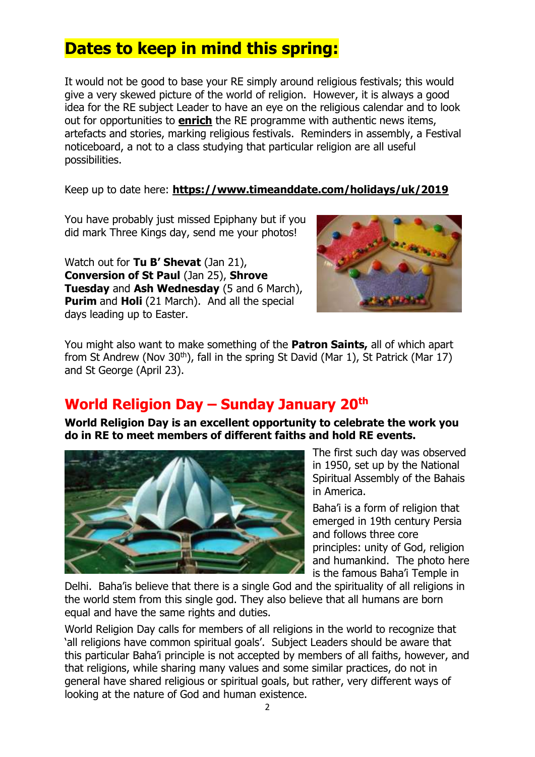# Dates to keep in mind this spring:

It would not be good to base your RE simply around religious festivals; this would give a very skewed picture of the world of religion. However, it is always a good idea for the RE subject Leader to have an eye on the religious calendar and to look out for opportunities to **enrich** the RE programme with authentic news items, artefacts and stories, marking religious festivals. Reminders in assembly, a Festival noticeboard, a not to a class studying that particular religion are all useful possibilities.

Keep up to date here: **https://www.timeanddate.com/holidays/uk/2019**

You have probably just missed Epiphany but if you did mark Three Kings day, send me your photos!

Watch out for **Tu B' Shevat** (Jan 21), **Conversion of St Paul** (Jan 25), **Shrove Tuesday** and **Ash Wednesday** (5 and 6 March), **Purim** and **Holi** (21 March). And all the special days leading up to Easter.

You might also want to make something of the **Patron Saints,** all of which apart from St Andrew (Nov 30th), fall in the spring St David (Mar 1), St Patrick (Mar 17) and St George (April 23).

## World Religion Day – Sunday January 20th

**World Religion Day is an excellent opportunity to celebrate the work you do in RE to meet members of different faiths and hold RE events.**

The first such day was observed in 1950, set up by the National Spiritual Assembly of the Bahais in America.

Baha'i is a form of religion that emerged in 19th century Persia and follows three core principles: unity of God, religion and humankind. The photo here is the famous Baha'i Temple in Delhi. Baha'is believe that there is a single God and the spirituality of all religions in the world stem from this single god. They also believe that all humans are born equal and have the same rights and duties.

World Religion Day calls for members of all religions in the world to recognize that 'all religions have common spiritual goals'. Subject Leaders should be aware that this particular Baha'i principle is not accepted by members of all faiths, however, and that religions, while sharing many values and some similar practices, do not in general have shared religious or spiritual goals, but rather, very different ways of looking at the nature of God and human existence.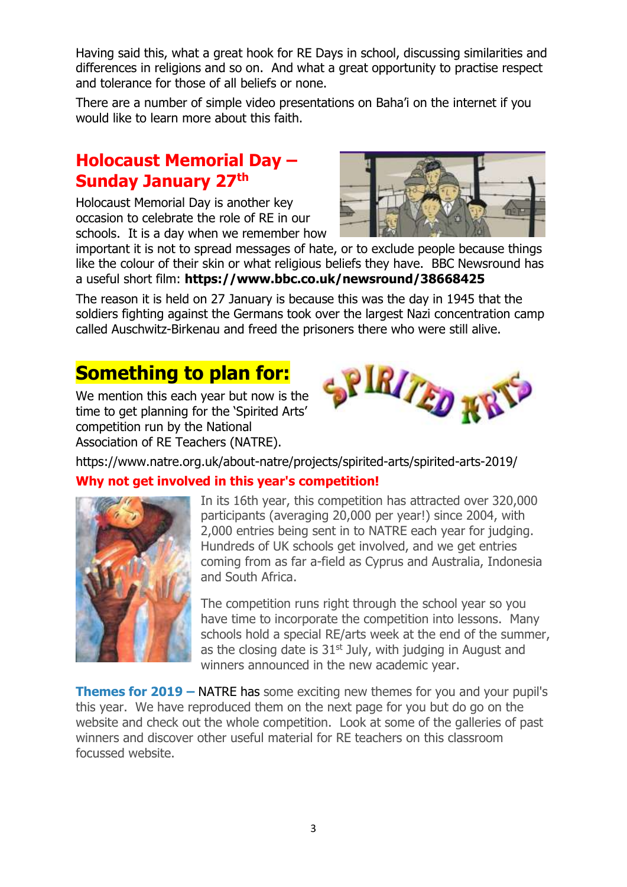Having said this, what a great hook for RE Days in school, discussing similarities and differences in religions and so on. And what a great opportunity to practise respect and tolerance for those of all beliefs or none.

There are a number of simple video presentations on Baha'i on the internet if you would like to learn more about this faith.

## Holocaust Memorial Day – Sunday January 27th

Holocaust Memorial Day is another key occasion to celebrate the role of RE in our schools. It is a day when we remember how important it is not to spread messages of hate, or to exclude people because things like the colour of their skin or what religious beliefs they have. BBC Newsround has a useful short film: **https://www.bbc.co.uk/newsround/38668425**

The reason it is held on 27 January is because this was the day in 1945 that the soldiers fighting against the Germans took over the largest Nazi concentration camp called Auschwitz-Birkenau and freed the prisoners there who were still alive.

## Something to plan for:

We mention this each year but now is the time to get planning for the 'Spirited Arts' competition run by the National Association of RE Teachers (NATRE).

https://www.natre.org.uk/about-natre/projects/spirited-arts/spirited-arts-2019/

**Why not get involved in this year's competition!**

In its 16th year, this competition has attracted over 320,000 participants (averaging 20,000 per year!) since 2004, with 2,000 entries being sent in to NATRE each year for judging. Hundreds of UK schools get involved, and we get entries coming from as far a-field as Cyprus and Australia, Indonesia and South Africa.

The competition runs right through the school year so you have time to incorporate the competition into lessons. Many schools hold a special RE/arts week at the end of the summer, as the closing date is 31st July, with judging in August and winners announced in the new academic year.

**Themes for 2019 –** NATRE has some exciting new themes for you and your pupil's this year. We have reproduced them on the next page for you but do go on the website and check out the whole competition. Look at some of the galleries of past winners and discover other useful material for RE teachers on this classroom focussed website.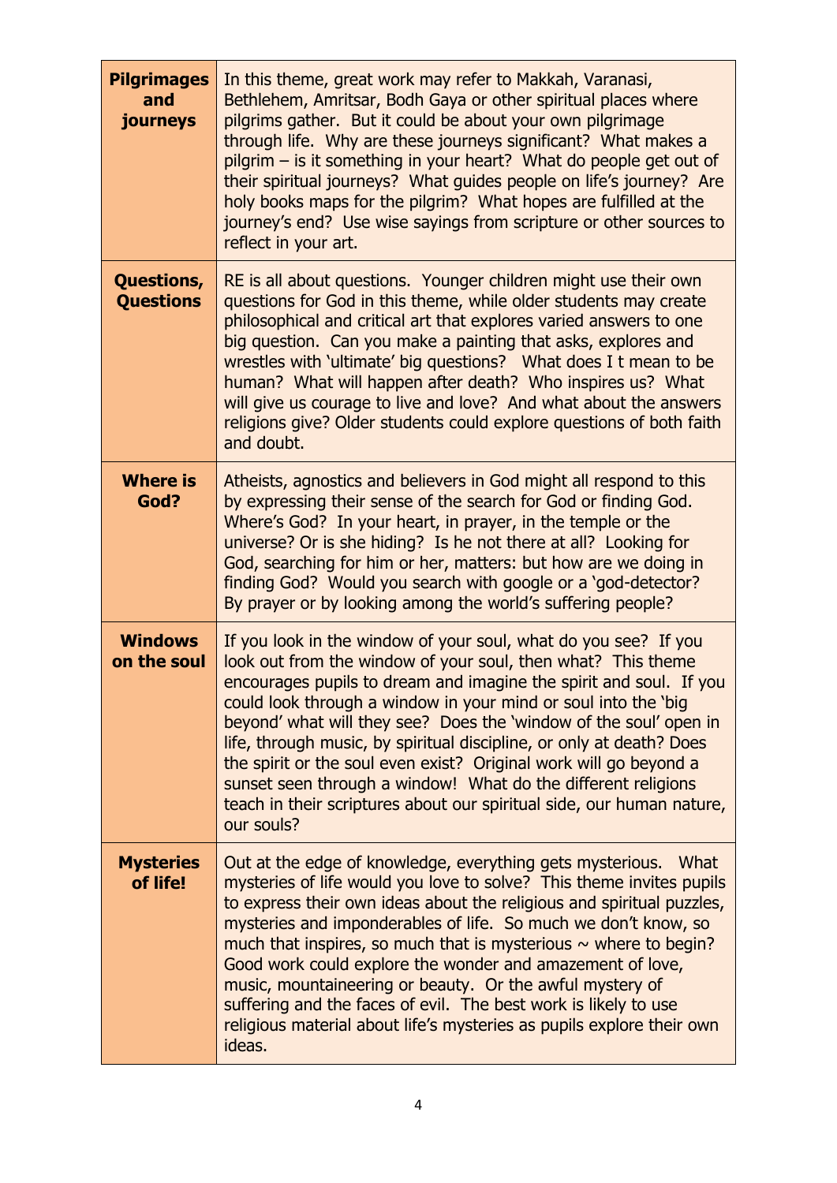| | |
|---|---|
| **Pilgrimages and journeys** | In this theme, great work may refer to Makkah, Varanasi, Bethlehem, Amritsar, Bodh Gaya or other spiritual places where pilgrims gather. But it could be about your own pilgrimage through life. Why are these journeys significant? What makes a pilgrim – is it something in your heart? What do people get out of their spiritual journeys? What guides people on life's journey? Are holy books maps for the pilgrim? What hopes are fulfilled at the journey's end? Use wise sayings from scripture or other sources to reflect in your art. |
| **Questions, Questions** | RE is all about questions. Younger children might use their own questions for God in this theme, while older students may create philosophical and critical art that explores varied answers to one big question. Can you make a painting that asks, explores and wrestles with 'ultimate' big questions? What does I t mean to be human? What will happen after death? Who inspires us? What will give us courage to live and love? And what about the answers religions give? Older students could explore questions of both faith and doubt. |
| **Where is God?** | Atheists, agnostics and believers in God might all respond to this by expressing their sense of the search for God or finding God. Where's God? In your heart, in prayer, in the temple or the universe? Or is she hiding? Is he not there at all? Looking for God, searching for him or her, matters: but how are we doing in finding God? Would you search with google or a 'god-detector? By prayer or by looking among the world's suffering people? |
| **Windows on the soul** | If you look in the window of your soul, what do you see? If you look out from the window of your soul, then what? This theme encourages pupils to dream and imagine the spirit and soul. If you could look through a window in your mind or soul into the 'big beyond' what will they see? Does the 'window of the soul' open in life, through music, by spiritual discipline, or only at death? Does the spirit or the soul even exist? Original work will go beyond a sunset seen through a window! What do the different religions teach in their scriptures about our spiritual side, our human nature, our souls? |
| **Mysteries of life!** | Out at the edge of knowledge, everything gets mysterious. What mysteries of life would you love to solve? This theme invites pupils to express their own ideas about the religious and spiritual puzzles, mysteries and imponderables of life. So much we don't know, so much that inspires, so much that is mysterious ~ where to begin? Good work could explore the wonder and amazement of love, music, mountaineering or beauty. Or the awful mystery of suffering and the faces of evil. The best work is likely to use religious material about life's mysteries as pupils explore their own ideas. |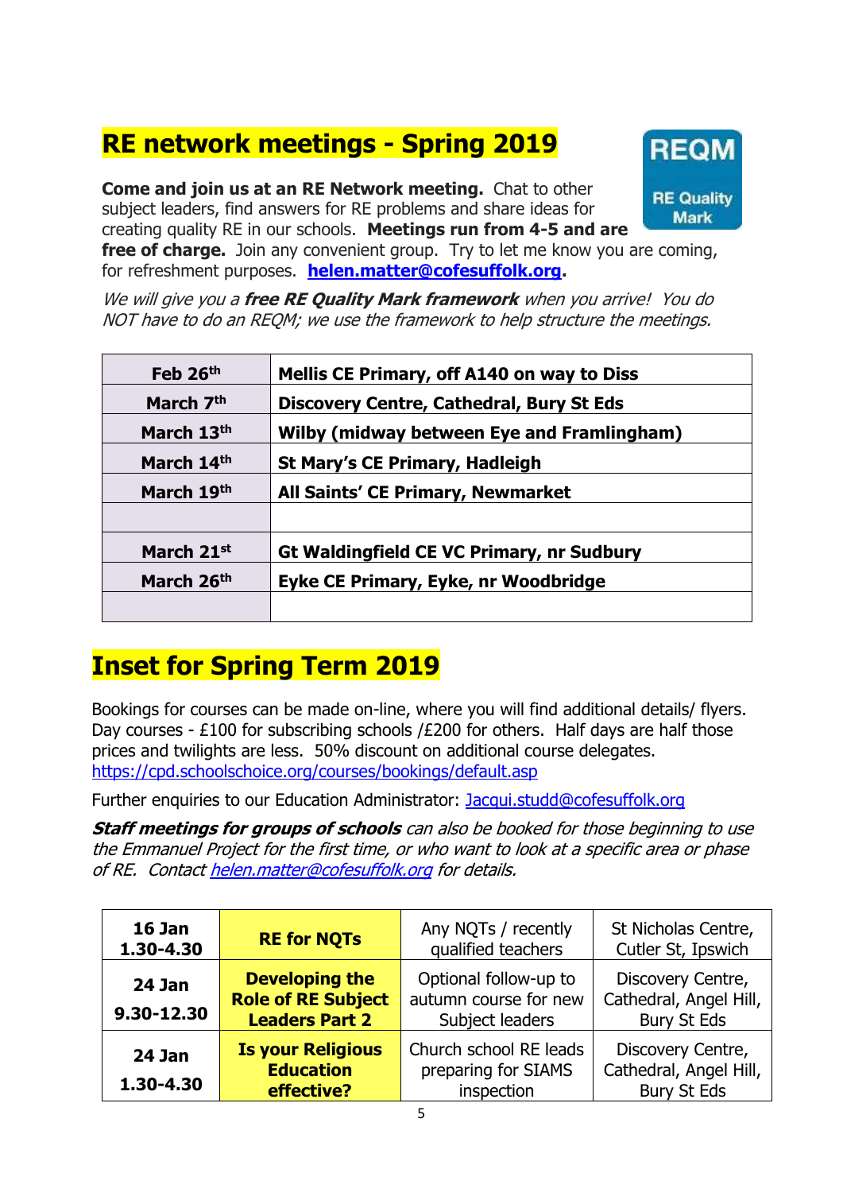# RE network meetings - Spring 2019

REQM
RE Quality Mark

**Come and join us at an RE Network meeting.** Chat to other subject leaders, find answers for RE problems and share ideas for creating quality RE in our schools. **Meetings run from 4-5 and are free of charge.** Join any convenient group. Try to let me know you are coming, for refreshment purposes. **helen.matter@cofesuffolk.org.**

*We will give you a **free RE Quality Mark framework** when you arrive! You do NOT have to do an REQM; we use the framework to help structure the meetings.*

| | |
|---|---|
| **Feb 26th** | **Mellis CE Primary, off A140 on way to Diss** |
| **March 7th** | **Discovery Centre, Cathedral, Bury St Eds** |
| **March 13th** | **Wilby (midway between Eye and Framlingham)** |
| **March 14th** | **St Mary's CE Primary, Hadleigh** |
| **March 19th** | **All Saints' CE Primary, Newmarket** |
| | |
| **March 21st** | **Gt Waldingfield CE VC Primary, nr Sudbury** |
| **March 26th** | **Eyke CE Primary, Eyke, nr Woodbridge** |
| | |

# Inset for Spring Term 2019

Bookings for courses can be made on-line, where you will find additional details/ flyers. Day courses - £100 for subscribing schools /£200 for others. Half days are half those prices and twilights are less. 50% discount on additional course delegates.
https://cpd.schoolschoice.org/courses/bookings/default.asp

Further enquiries to our Education Administrator: Jacqui.studd@cofesuffolk.org

***Staff meetings for groups of schools*** *can also be booked for those beginning to use the Emmanuel Project for the first time, or who want to look at a specific area or phase of RE. Contact helen.matter@cofesuffolk.org for details.*

| | | | |
|---|---|---|---|
| **16 Jan 1.30-4.30** | **RE for NQTs** | Any NQTs / recently qualified teachers | St Nicholas Centre, Cutler St, Ipswich |
| **24 Jan 9.30-12.30** | **Developing the Role of RE Subject Leaders Part 2** | Optional follow-up to autumn course for new Subject leaders | Discovery Centre, Cathedral, Angel Hill, Bury St Eds |
| **24 Jan 1.30-4.30** | **Is your Religious Education effective?** | Church school RE leads preparing for SIAMS inspection | Discovery Centre, Cathedral, Angel Hill, Bury St Eds |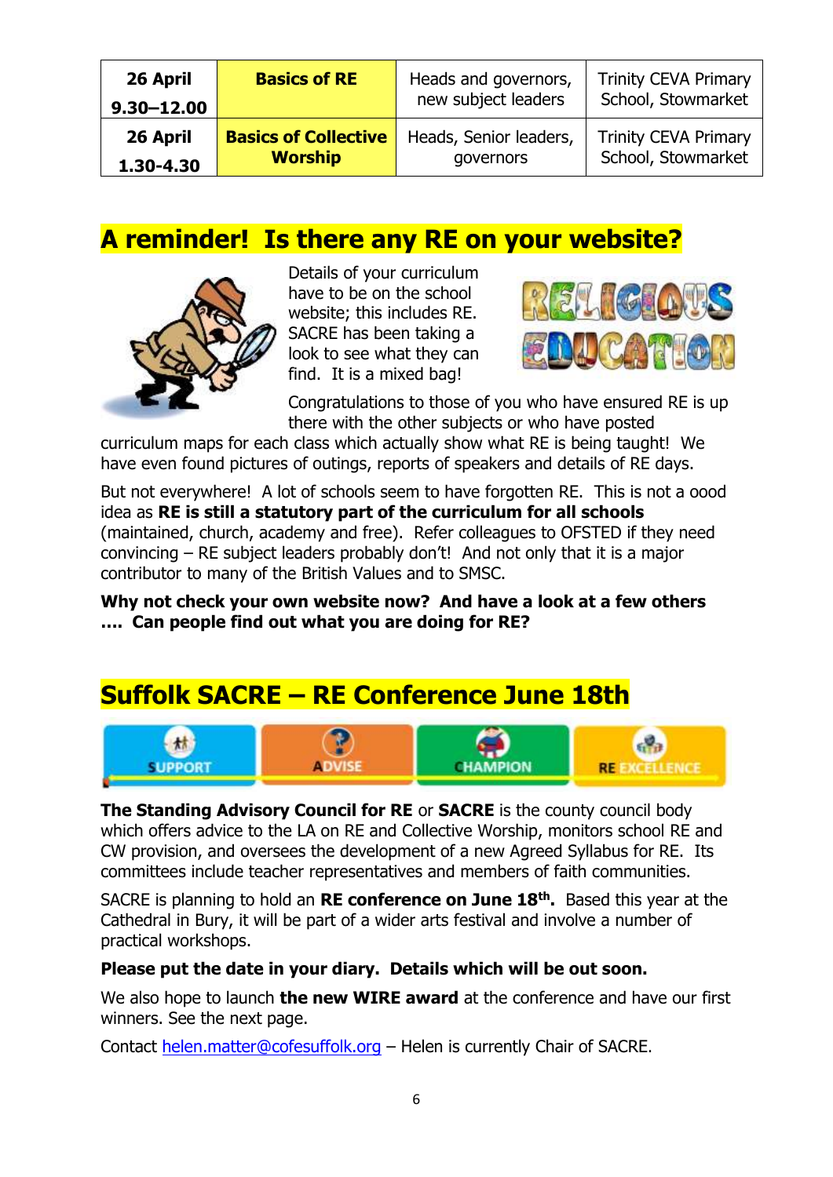| 26 April 9.30–12.00 | **Basics of RE** | Heads and governors, new subject leaders | Trinity CEVA Primary School, Stowmarket |
|---|---|---|---|
| 26 April 1.30-4.30 | **Basics of Collective Worship** | Heads, Senior leaders, governors | Trinity CEVA Primary School, Stowmarket |

## A reminder! Is there any RE on your website?

Details of your curriculum have to be on the school website; this includes RE. SACRE has been taking a look to see what they can find. It is a mixed bag!

Congratulations to those of you who have ensured RE is up there with the other subjects or who have posted curriculum maps for each class which actually show what RE is being taught! We have even found pictures of outings, reports of speakers and details of RE days.

But not everywhere! A lot of schools seem to have forgotten RE. This is not a oood idea as **RE is still a statutory part of the curriculum for all schools** (maintained, church, academy and free). Refer colleagues to OFSTED if they need convincing – RE subject leaders probably don't! And not only that it is a major contributor to many of the British Values and to SMSC.

**Why not check your own website now? And have a look at a few others …. Can people find out what you are doing for RE?**

## Suffolk SACRE – RE Conference June 18th

**The Standing Advisory Council for RE** or **SACRE** is the county council body which offers advice to the LA on RE and Collective Worship, monitors school RE and CW provision, and oversees the development of a new Agreed Syllabus for RE. Its committees include teacher representatives and members of faith communities.

SACRE is planning to hold an **RE conference on June 18th.** Based this year at the Cathedral in Bury, it will be part of a wider arts festival and involve a number of practical workshops.

**Please put the date in your diary. Details which will be out soon.**

We also hope to launch **the new WIRE award** at the conference and have our first winners. See the next page.

Contact helen.matter@cofesuffolk.org – Helen is currently Chair of SACRE.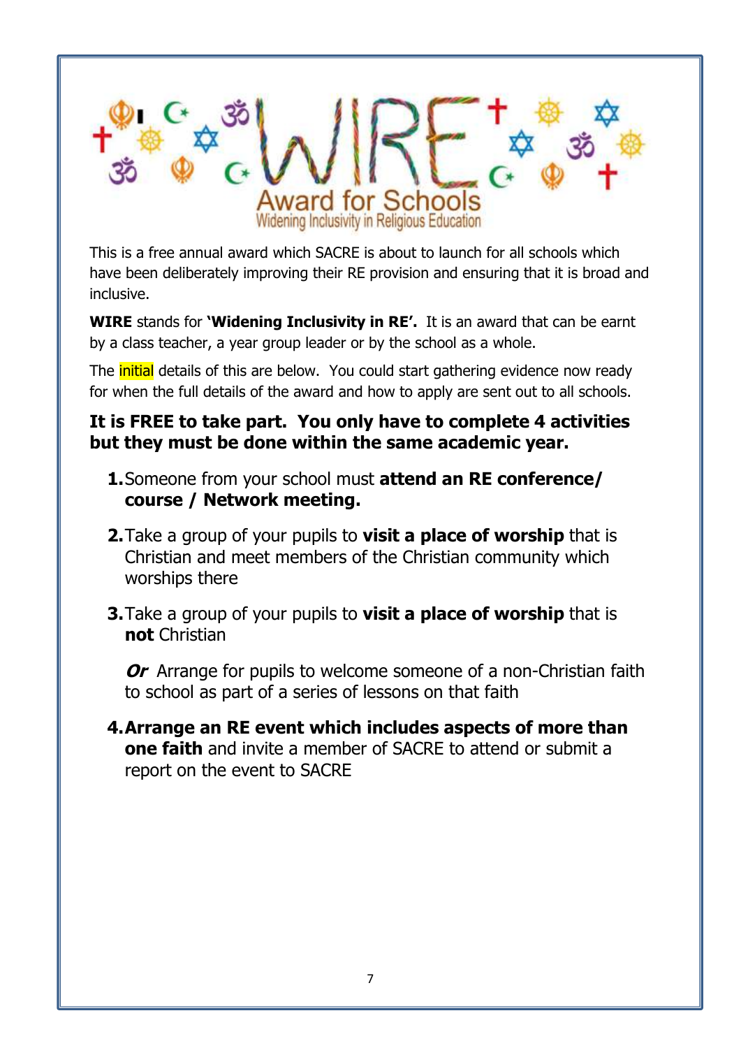# WIRE Award for Schools

Widening Inclusivity in Religious Education

This is a free annual award which SACRE is about to launch for all schools which have been deliberately improving their RE provision and ensuring that it is broad and inclusive.

**WIRE** stands for **'Widening Inclusivity in RE'.** It is an award that can be earnt by a class teacher, a year group leader or by the school as a whole.

The initial details of this are below. You could start gathering evidence now ready for when the full details of the award and how to apply are sent out to all schools.

**It is FREE to take part. You only have to complete 4 activities but they must be done within the same academic year.**

1. Someone from your school must **attend an RE conference/ course / Network meeting.**

2. Take a group of your pupils to **visit a place of worship** that is Christian and meet members of the Christian community which worships there

3. Take a group of your pupils to **visit a place of worship** that is **not** Christian

   ***Or*** Arrange for pupils to welcome someone of a non-Christian faith to school as part of a series of lessons on that faith

4. **Arrange an RE event which includes aspects of more than one faith** and invite a member of SACRE to attend or submit a report on the event to SACRE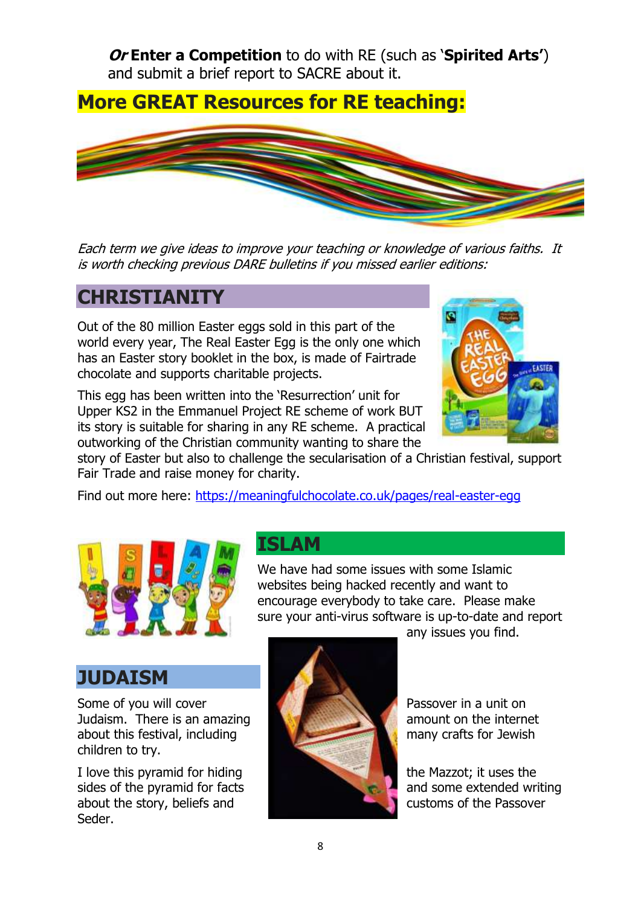***Or* Enter a Competition** to do with RE (such as '**Spirited Arts**') and submit a brief report to SACRE about it.

## More GREAT Resources for RE teaching:

*Each term we give ideas to improve your teaching or knowledge of various faiths. It is worth checking previous DARE bulletins if you missed earlier editions:*

## CHRISTIANITY

Out of the 80 million Easter eggs sold in this part of the world every year, The Real Easter Egg is the only one which has an Easter story booklet in the box, is made of Fairtrade chocolate and supports charitable projects.

This egg has been written into the 'Resurrection' unit for Upper KS2 in the Emmanuel Project RE scheme of work BUT its story is suitable for sharing in any RE scheme. A practical outworking of the Christian community wanting to share the story of Easter but also to challenge the secularisation of a Christian festival, support Fair Trade and raise money for charity.

Find out more here: https://meaningfulchocolate.co.uk/pages/real-easter-egg

## ISLAM

We have had some issues with some Islamic websites being hacked recently and want to encourage everybody to take care. Please make sure your anti-virus software is up-to-date and report any issues you find.

## JUDAISM

Some of you will cover Passover in a unit on Judaism. There is an amazing amount on the internet about this festival, including many crafts for Jewish children to try.

I love this pyramid for hiding the Mazzot; it uses the sides of the pyramid for facts and some extended writing about the story, beliefs and customs of the Passover Seder.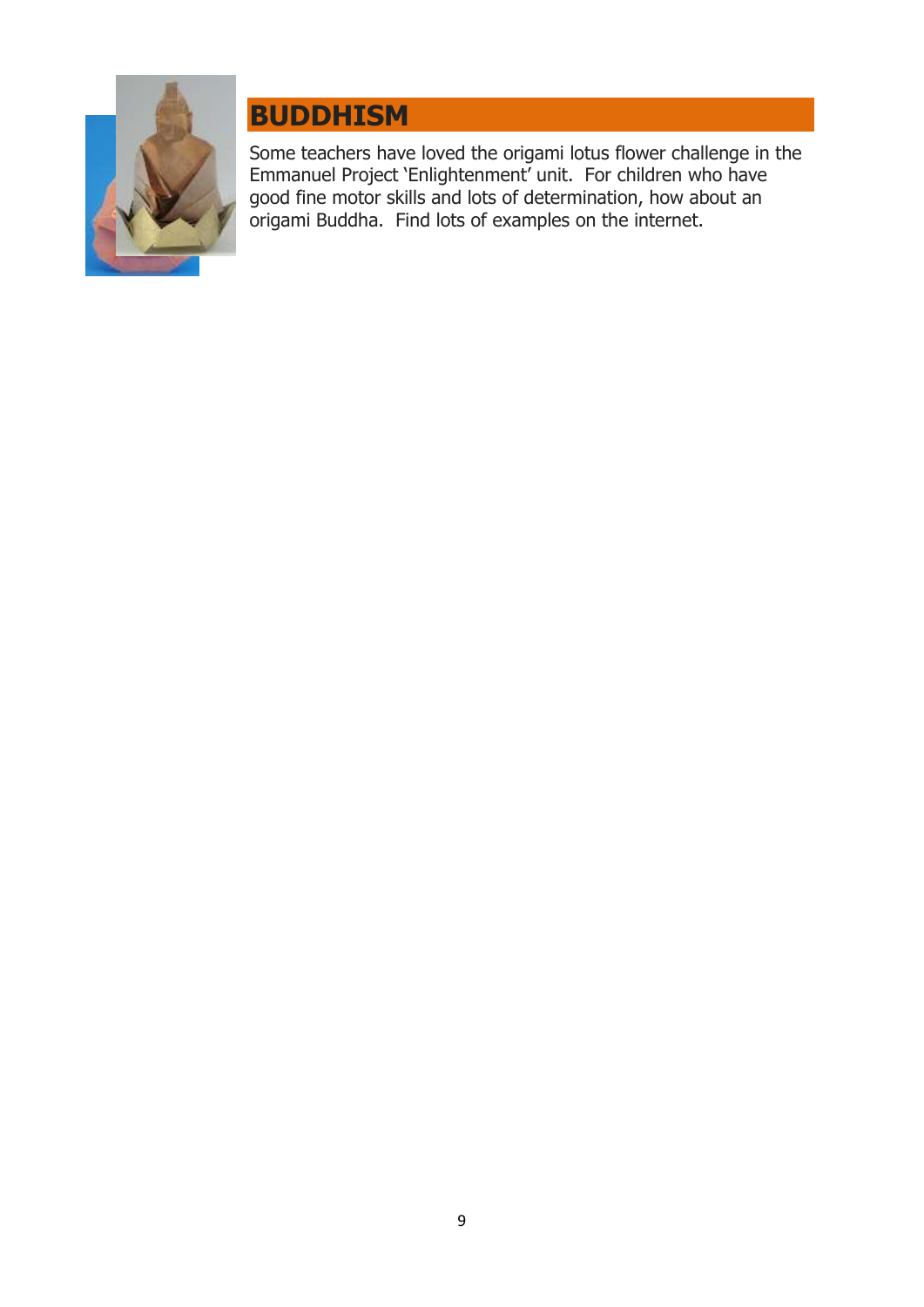# BUDDHISM

Some teachers have loved the origami lotus flower challenge in the Emmanuel Project 'Enlightenment' unit. For children who have good fine motor skills and lots of determination, how about an origami Buddha. Find lots of examples on the internet.